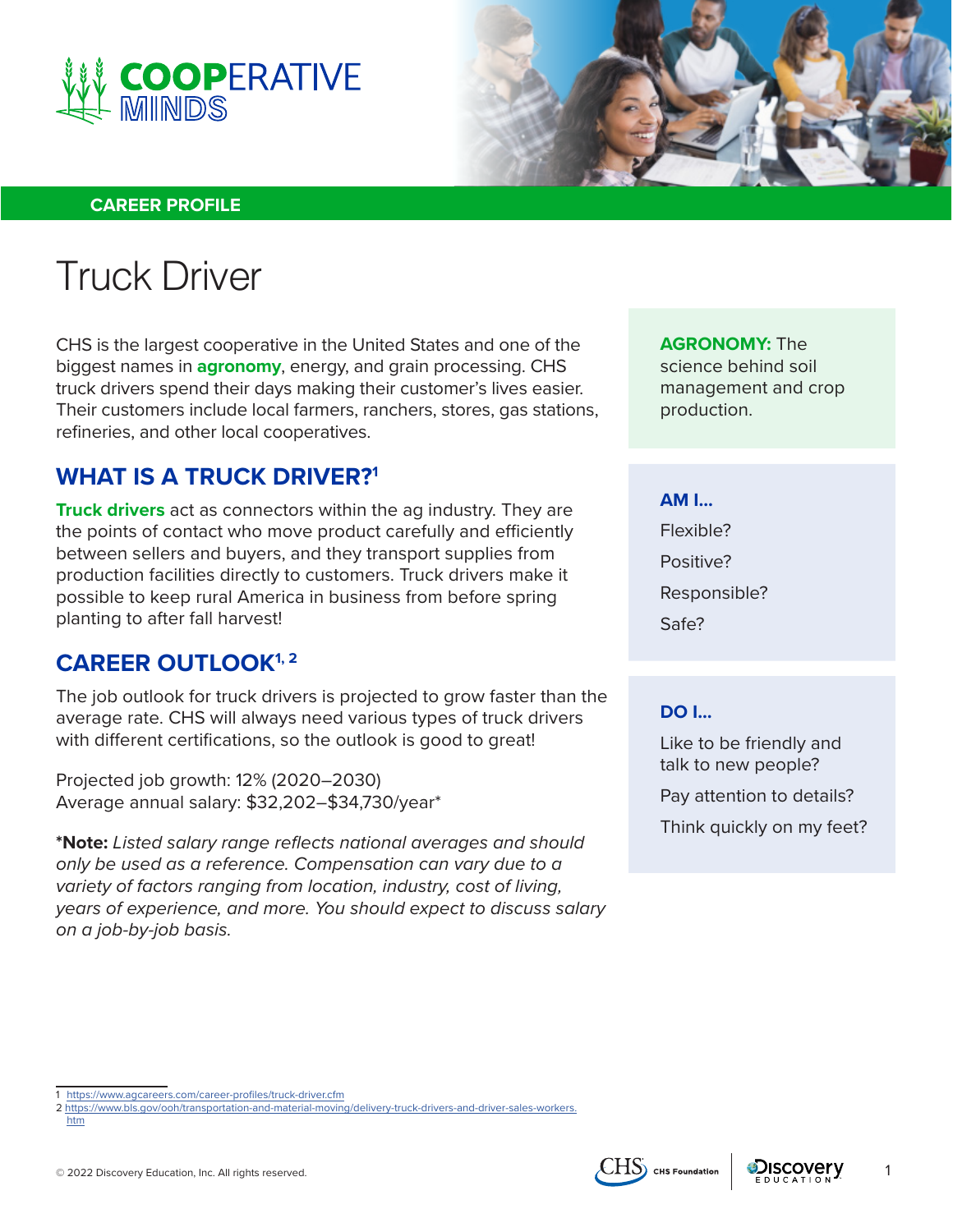COOPERATIVE MINDS

CAREER PROFILE

# Truck Driver

CHS is the largest cooperative in the United States and one of the biggest names in **agronomy**, energy, and grain processing. CHS truck drivers spend their days making their customer's lives easier. Their customers include local farmers, ranchers, stores, gas stations, refineries, and other local cooperatives.

**AGRONOMY:** The science behind soil management and crop production.

## WHAT IS A TRUCK DRIVER?[1]

**Truck drivers** act as connectors within the ag industry. They are the points of contact who move product carefully and efficiently between sellers and buyers, and they transport supplies from production facilities directly to customers. Truck drivers make it possible to keep rural America in business from before spring planting to after fall harvest!

## CAREER OUTLOOK[1, 2]

The job outlook for truck drivers is projected to grow faster than the average rate. CHS will always need various types of truck drivers with different certifications, so the outlook is good to great!

Projected job growth: 12% (2020–2030)
Average annual salary: $32,202–$34,730/year*

***Note:** *Listed salary range reflects national averages and should only be used as a reference. Compensation can vary due to a variety of factors ranging from location, industry, cost of living, years of experience, and more. You should expect to discuss salary on a job-by-job basis.*

### AM I...

Flexible?

Positive?

Responsible?

Safe?

### DO I...

Like to be friendly and talk to new people?

Pay attention to details?

Think quickly on my feet?

---

1 https://www.agcareers.com/career-profiles/truck-driver.cfm
2 https://www.bls.gov/ooh/transportation-and-material-moving/delivery-truck-drivers-and-driver-sales-workers.htm

© 2022 Discovery Education, Inc. All rights reserved.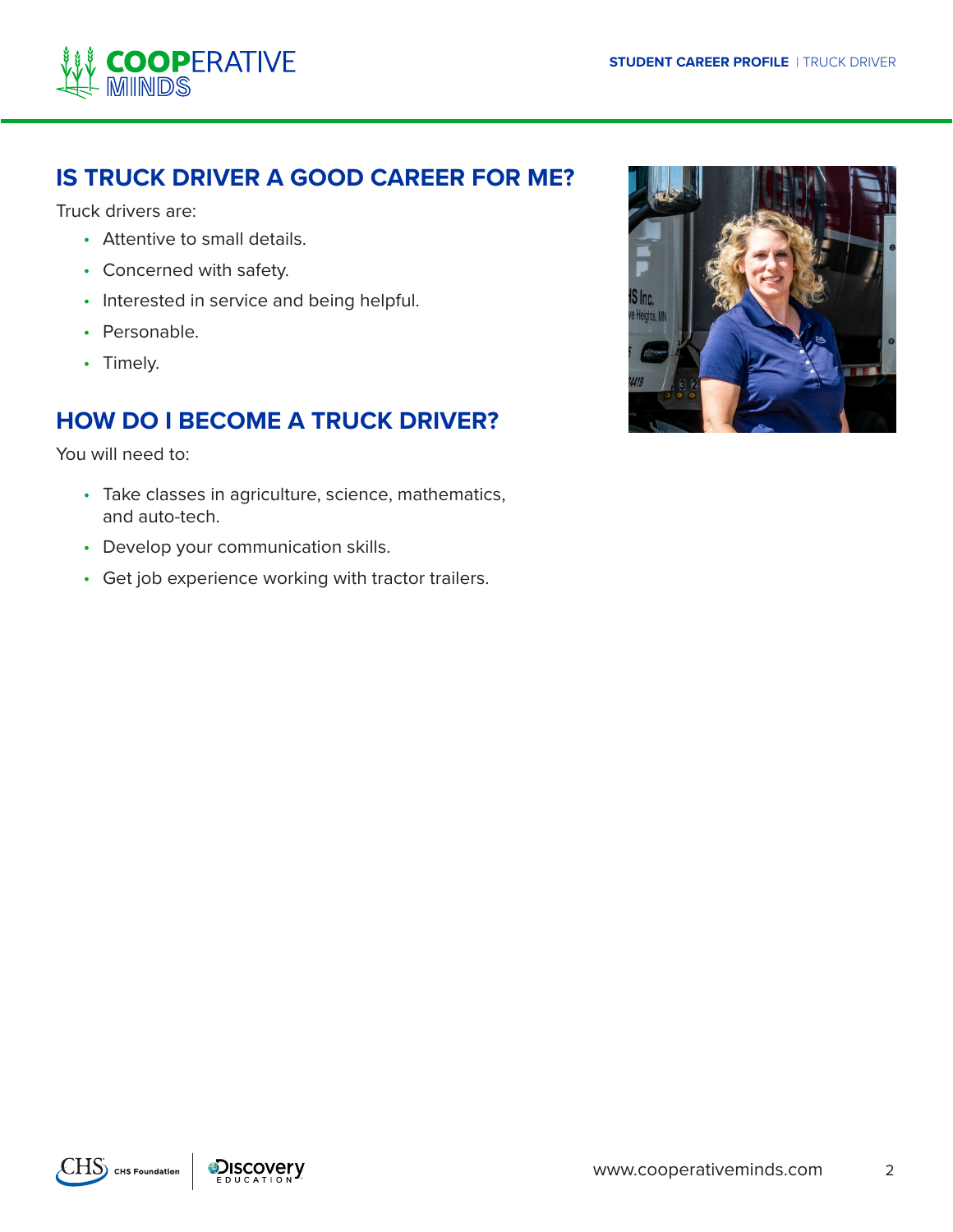## IS TRUCK DRIVER A GOOD CAREER FOR ME?

Truck drivers are:

- Attentive to small details.
- Concerned with safety.
- Interested in service and being helpful.
- Personable.
- Timely.

## HOW DO I BECOME A TRUCK DRIVER?

You will need to:

- Take classes in agriculture, science, mathematics, and auto-tech.
- Develop your communication skills.
- Get job experience working with tractor trailers.